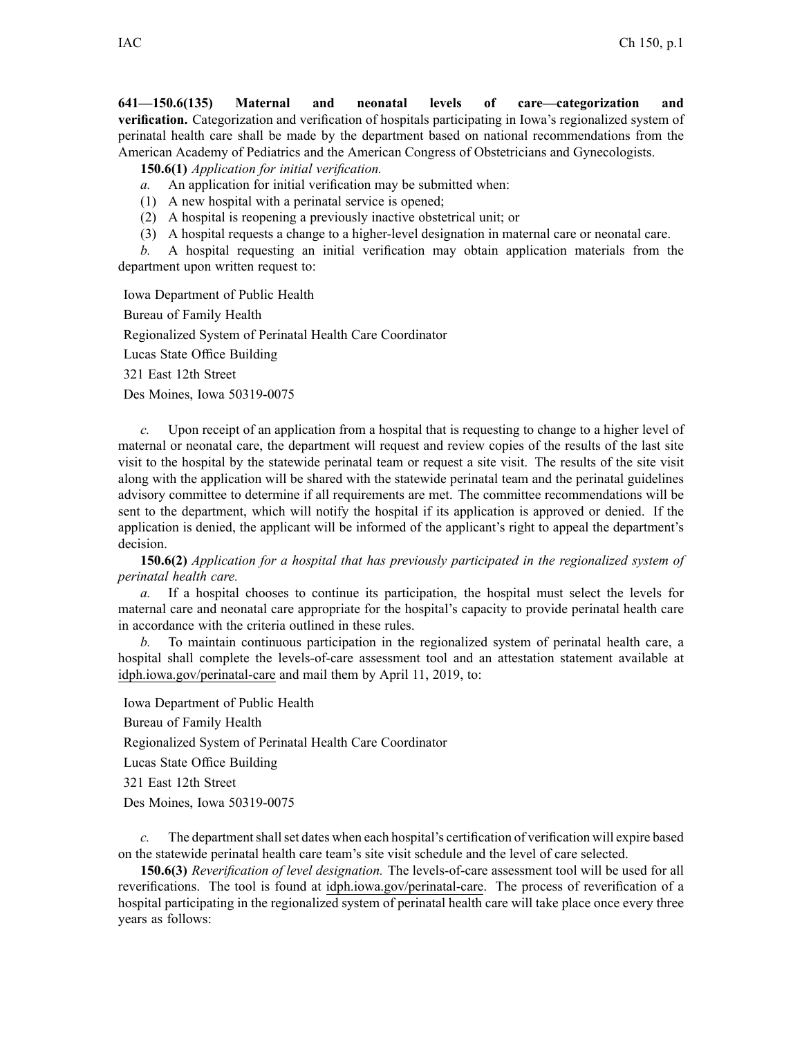**641—150.6(135) Maternal and neonatal levels of care—categorization and verification.** Categorization and verification of hospitals participating in Iowa's regionalized system of perinatal health care shall be made by the department based on national recommendations from the American Academy of Pediatrics and the American Congress of Obstetricians and Gynecologists.

**150.6(1)** *Application for initial verification.*

*a.* An application for initial verification may be submitted when:

(1) A new hospital with a perinatal service is opened;

(2) A hospital is reopening a previously inactive obstetrical unit; or

(3) A hospital requests a change to a higher-level designation in maternal care or neonatal care.

*b.* A hospital requesting an initial verification may obtain application materials from the department upon written request to:

Iowa Department of Public Health
Bureau of Family Health
Regionalized System of Perinatal Health Care Coordinator
Lucas State Office Building
321 East 12th Street
Des Moines, Iowa 50319-0075

*c.* Upon receipt of an application from a hospital that is requesting to change to a higher level of maternal or neonatal care, the department will request and review copies of the results of the last site visit to the hospital by the statewide perinatal team or request a site visit. The results of the site visit along with the application will be shared with the statewide perinatal team and the perinatal guidelines advisory committee to determine if all requirements are met. The committee recommendations will be sent to the department, which will notify the hospital if its application is approved or denied. If the application is denied, the applicant will be informed of the applicant's right to appeal the department's decision.

**150.6(2)** *Application for a hospital that has previously participated in the regionalized system of perinatal health care.*

*a.* If a hospital chooses to continue its participation, the hospital must select the levels for maternal care and neonatal care appropriate for the hospital's capacity to provide perinatal health care in accordance with the criteria outlined in these rules.

*b.* To maintain continuous participation in the regionalized system of perinatal health care, a hospital shall complete the levels-of-care assessment tool and an attestation statement available at idph.iowa.gov/perinatal-care and mail them by April 11, 2019, to:

Iowa Department of Public Health
Bureau of Family Health
Regionalized System of Perinatal Health Care Coordinator
Lucas State Office Building
321 East 12th Street
Des Moines, Iowa 50319-0075

*c.* The department shall set dates when each hospital's certification of verification will expire based on the statewide perinatal health care team's site visit schedule and the level of care selected.

**150.6(3)** *Reverification of level designation.* The levels-of-care assessment tool will be used for all reverifications. The tool is found at idph.iowa.gov/perinatal-care. The process of reverification of a hospital participating in the regionalized system of perinatal health care will take place once every three years as follows: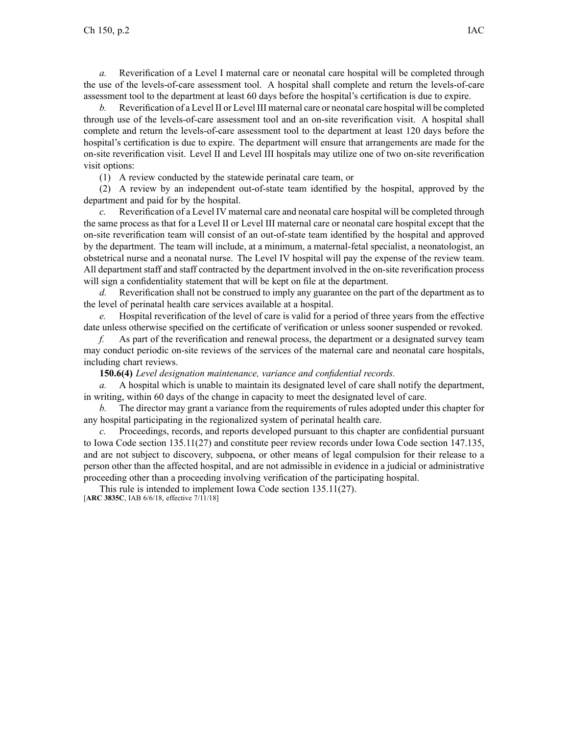*a.* Reverification of a Level I maternal care or neonatal care hospital will be completed through the use of the levels-of-care assessment tool. A hospital shall complete and return the levels-of-care assessment tool to the department at least 60 days before the hospital's certification is due to expire.

*b.* Reverification of a Level II or Level III maternal care or neonatal care hospital will be completed through use of the levels-of-care assessment tool and an on-site reverification visit. A hospital shall complete and return the levels-of-care assessment tool to the department at least 120 days before the hospital's certification is due to expire. The department will ensure that arrangements are made for the on-site reverification visit. Level II and Level III hospitals may utilize one of two on-site reverification visit options:

(1) A review conducted by the statewide perinatal care team, or

(2) A review by an independent out-of-state team identified by the hospital, approved by the department and paid for by the hospital.

*c.* Reverification of a Level IV maternal care and neonatal care hospital will be completed through the same process as that for a Level II or Level III maternal care or neonatal care hospital except that the on-site reverification team will consist of an out-of-state team identified by the hospital and approved by the department. The team will include, at a minimum, a maternal-fetal specialist, a neonatologist, an obstetrical nurse and a neonatal nurse. The Level IV hospital will pay the expense of the review team. All department staff and staff contracted by the department involved in the on-site reverification process will sign a confidentiality statement that will be kept on file at the department.

*d.* Reverification shall not be construed to imply any guarantee on the part of the department as to the level of perinatal health care services available at a hospital.

*e.* Hospital reverification of the level of care is valid for a period of three years from the effective date unless otherwise specified on the certificate of verification or unless sooner suspended or revoked.

*f.* As part of the reverification and renewal process, the department or a designated survey team may conduct periodic on-site reviews of the services of the maternal care and neonatal care hospitals, including chart reviews.

**150.6(4)** *Level designation maintenance, variance and confidential records.*

*a.* A hospital which is unable to maintain its designated level of care shall notify the department, in writing, within 60 days of the change in capacity to meet the designated level of care.

*b.* The director may grant a variance from the requirements of rules adopted under this chapter for any hospital participating in the regionalized system of perinatal health care.

*c.* Proceedings, records, and reports developed pursuant to this chapter are confidential pursuant to Iowa Code section 135.11(27) and constitute peer review records under Iowa Code section 147.135, and are not subject to discovery, subpoena, or other means of legal compulsion for their release to a person other than the affected hospital, and are not admissible in evidence in a judicial or administrative proceeding other than a proceeding involving verification of the participating hospital.

This rule is intended to implement Iowa Code section 135.11(27).

[**ARC 3835C**, IAB 6/6/18, effective 7/11/18]